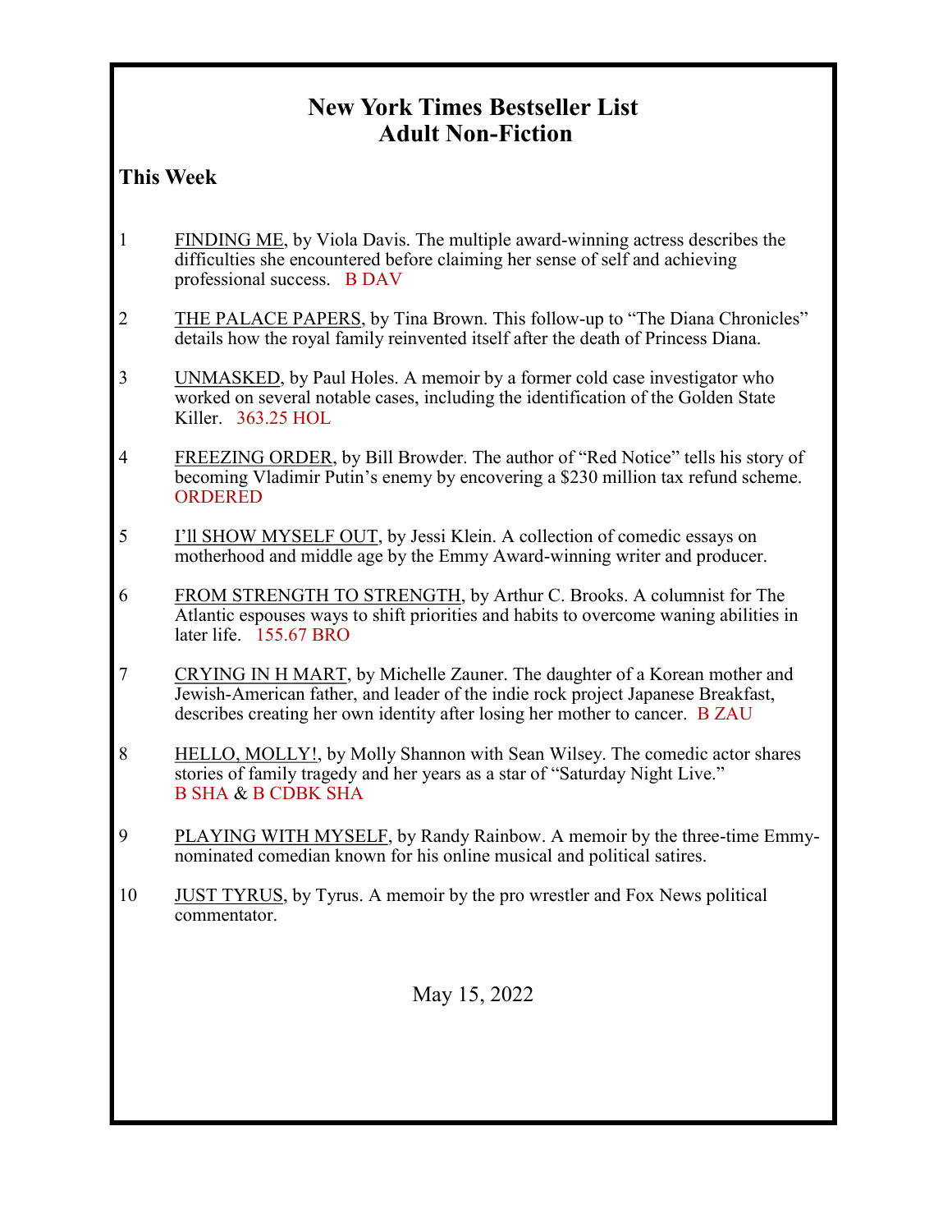# New York Times Bestseller List
# Adult Non-Fiction

## This Week

1. <u>FINDING ME</u>, by Viola Davis. The multiple award-winning actress describes the difficulties she encountered before claiming her sense of self and achieving professional success. B DAV

2. <u>THE PALACE PAPERS</u>, by Tina Brown. This follow-up to "The Diana Chronicles" details how the royal family reinvented itself after the death of Princess Diana.

3. <u>UNMASKED</u>, by Paul Holes. A memoir by a former cold case investigator who worked on several notable cases, including the identification of the Golden State Killer. 363.25 HOL

4. <u>FREEZING ORDER</u>, by Bill Browder. The author of "Red Notice" tells his story of becoming Vladimir Putin's enemy by encovering a $230 million tax refund scheme. ORDERED

5. <u>I'll SHOW MYSELF OUT</u>, by Jessi Klein. A collection of comedic essays on motherhood and middle age by the Emmy Award-winning writer and producer.

6. <u>FROM STRENGTH TO STRENGTH</u>, by Arthur C. Brooks. A columnist for The Atlantic espouses ways to shift priorities and habits to overcome waning abilities in later life. 155.67 BRO

7. <u>CRYING IN H MART</u>, by Michelle Zauner. The daughter of a Korean mother and Jewish-American father, and leader of the indie rock project Japanese Breakfast, describes creating her own identity after losing her mother to cancer. B ZAU

8. <u>HELLO, MOLLY!</u>, by Molly Shannon with Sean Wilsey. The comedic actor shares stories of family tragedy and her years as a star of "Saturday Night Live." B SHA & B CDBK SHA

9. <u>PLAYING WITH MYSELF</u>, by Randy Rainbow. A memoir by the three-time Emmy-nominated comedian known for his online musical and political satires.

10. <u>JUST TYRUS</u>, by Tyrus. A memoir by the pro wrestler and Fox News political commentator.

May 15, 2022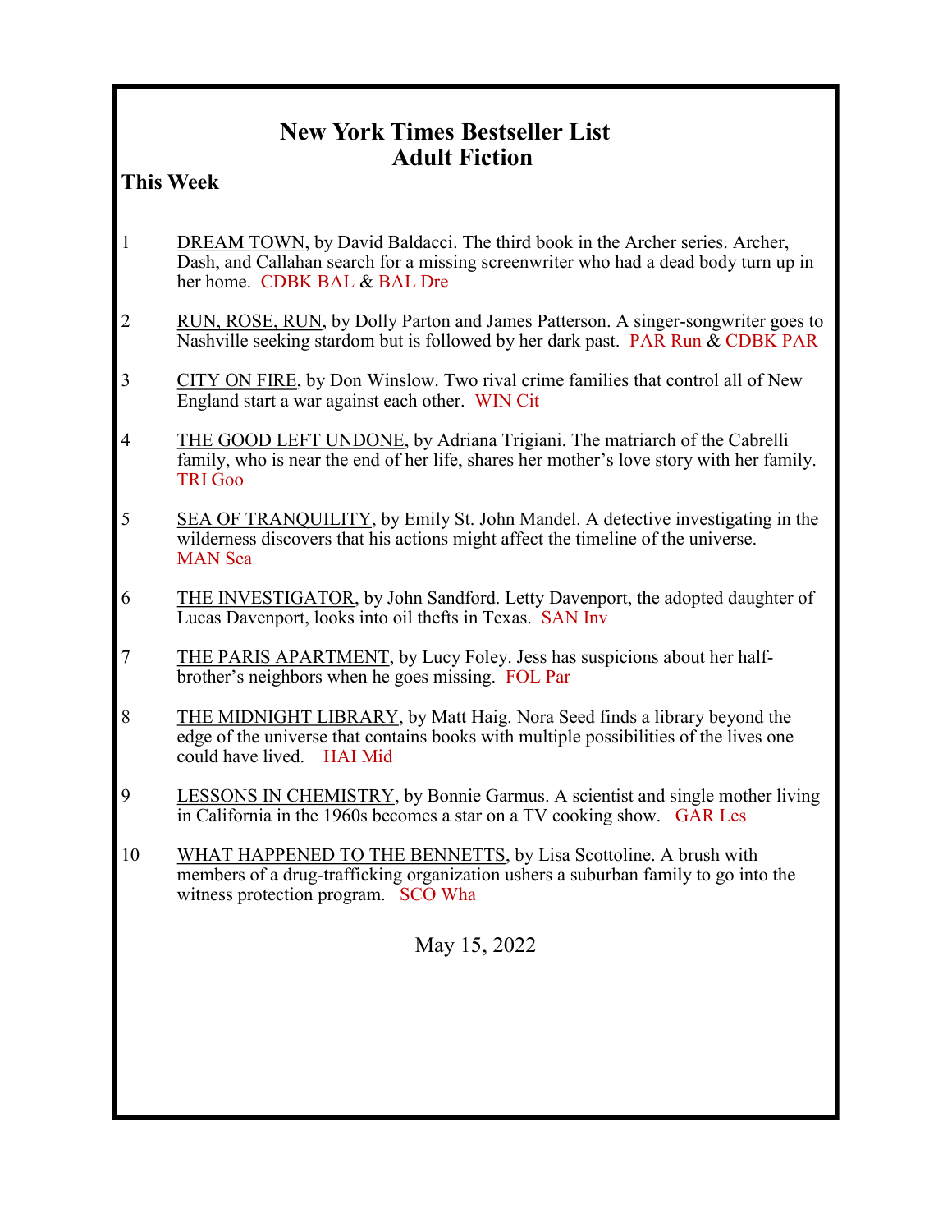# New York Times Bestseller List
# Adult Fiction

## This Week

1. DREAM TOWN, by David Baldacci. The third book in the Archer series. Archer, Dash, and Callahan search for a missing screenwriter who had a dead body turn up in her home. CDBK BAL & BAL Dre

2. RUN, ROSE, RUN, by Dolly Parton and James Patterson. A singer-songwriter goes to Nashville seeking stardom but is followed by her dark past. PAR Run & CDBK PAR

3. CITY ON FIRE, by Don Winslow. Two rival crime families that control all of New England start a war against each other. WIN Cit

4. THE GOOD LEFT UNDONE, by Adriana Trigiani. The matriarch of the Cabrelli family, who is near the end of her life, shares her mother's love story with her family. TRI Goo

5. SEA OF TRANQUILITY, by Emily St. John Mandel. A detective investigating in the wilderness discovers that his actions might affect the timeline of the universe. MAN Sea

6. THE INVESTIGATOR, by John Sandford. Letty Davenport, the adopted daughter of Lucas Davenport, looks into oil thefts in Texas. SAN Inv

7. THE PARIS APARTMENT, by Lucy Foley. Jess has suspicions about her half-brother's neighbors when he goes missing. FOL Par

8. THE MIDNIGHT LIBRARY, by Matt Haig. Nora Seed finds a library beyond the edge of the universe that contains books with multiple possibilities of the lives one could have lived. HAI Mid

9. LESSONS IN CHEMISTRY, by Bonnie Garmus. A scientist and single mother living in California in the 1960s becomes a star on a TV cooking show. GAR Les

10. WHAT HAPPENED TO THE BENNETTS, by Lisa Scottoline. A brush with members of a drug-trafficking organization ushers a suburban family to go into the witness protection program. SCO Wha

May 15, 2022